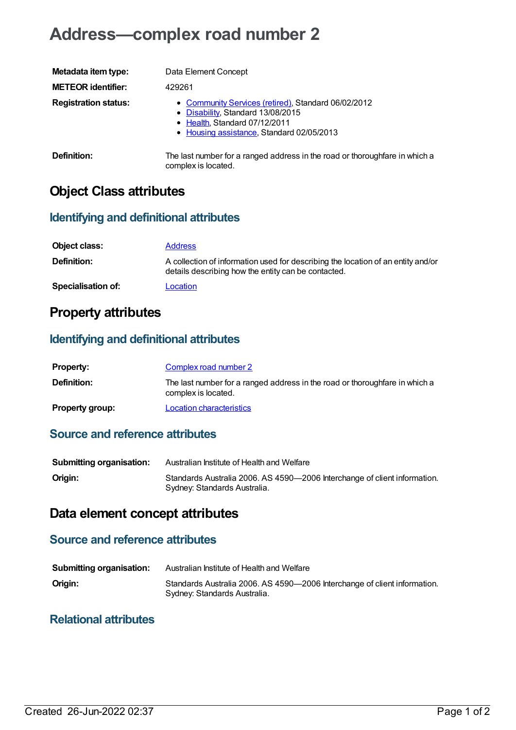# Address—complex road number 2

| | |
|---|---|
| **Metadata item type:** | Data Element Concept |
| **METEOR identifier:** | 429261 |
| **Registration status:** | • Community Services (retired), Standard 06/02/2012<br>• Disability, Standard 13/08/2015<br>• Health, Standard 07/12/2011<br>• Housing assistance, Standard 02/05/2013 |
| **Definition:** | The last number for a ranged address in the road or thoroughfare in which a complex is located. |

## Object Class attributes

### Identifying and definitional attributes

| | |
|---|---|
| **Object class:** | Address |
| **Definition:** | A collection of information used for describing the location of an entity and/or details describing how the entity can be contacted. |
| **Specialisation of:** | Location |

## Property attributes

### Identifying and definitional attributes

| | |
|---|---|
| **Property:** | Complex road number 2 |
| **Definition:** | The last number for a ranged address in the road or thoroughfare in which a complex is located. |
| **Property group:** | Location characteristics |

### Source and reference attributes

| | |
|---|---|
| **Submitting organisation:** | Australian Institute of Health and Welfare |
| **Origin:** | Standards Australia 2006. AS 4590—2006 Interchange of client information. Sydney: Standards Australia. |

## Data element concept attributes

### Source and reference attributes

| | |
|---|---|
| **Submitting organisation:** | Australian Institute of Health and Welfare |
| **Origin:** | Standards Australia 2006. AS 4590—2006 Interchange of client information. Sydney: Standards Australia. |

### Relational attributes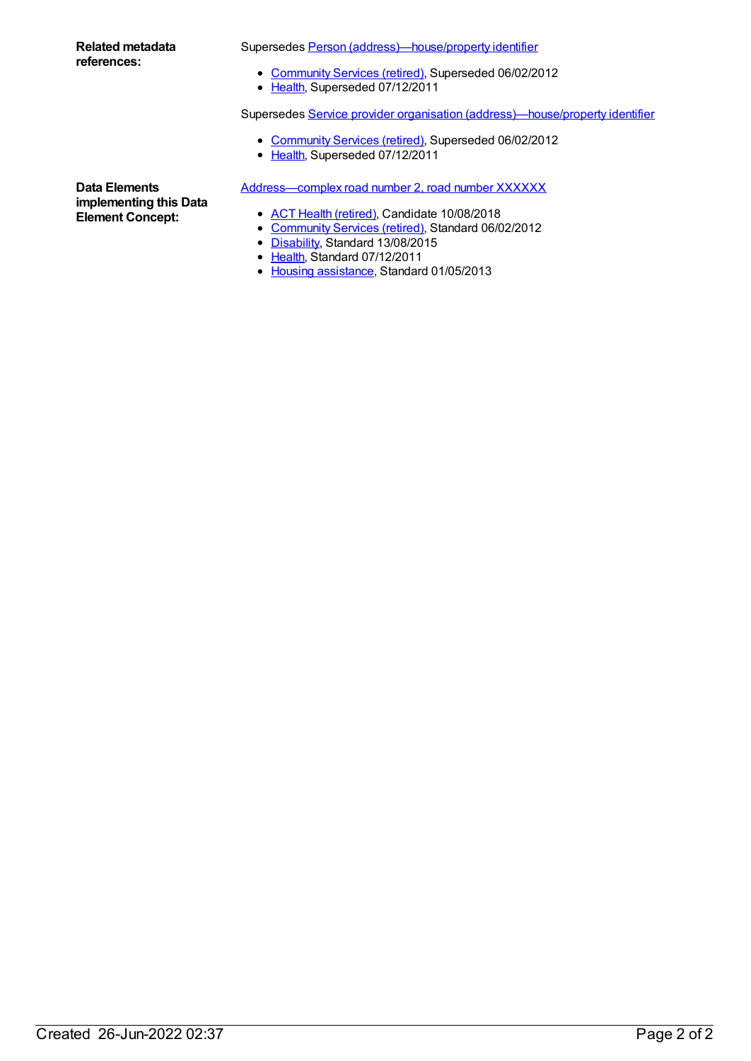**Related metadata references:**

Supersedes Person (address)—house/property identifier

- Community Services (retired), Superseded 06/02/2012
- Health, Superseded 07/12/2011

Supersedes Service provider organisation (address)—house/property identifier

- Community Services (retired), Superseded 06/02/2012
- Health, Superseded 07/12/2011

**Data Elements implementing this Data Element Concept:**

Address—complex road number 2, road number XXXXXX

- ACT Health (retired), Candidate 10/08/2018
- Community Services (retired), Standard 06/02/2012
- Disability, Standard 13/08/2015
- Health, Standard 07/12/2011
- Housing assistance, Standard 01/05/2013